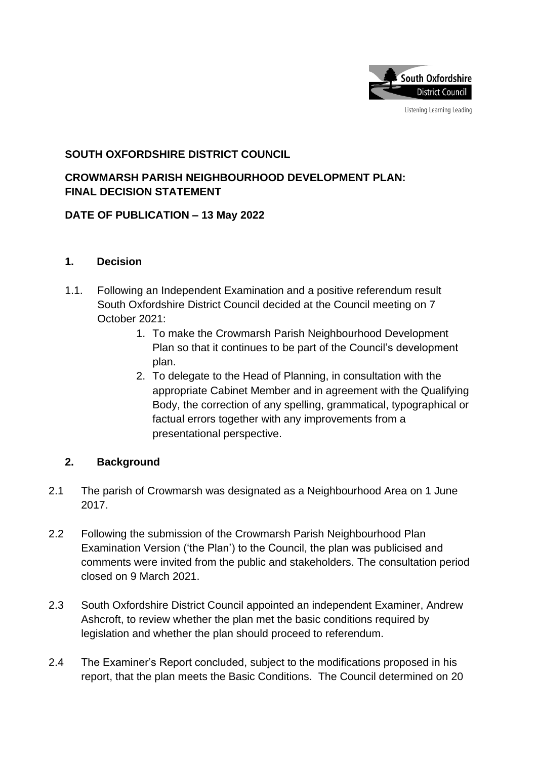**SOUTH OXFORDSHIRE DISTRICT COUNCIL**

**CROWMARSH PARISH NEIGHBOURHOOD DEVELOPMENT PLAN: FINAL DECISION STATEMENT**

**DATE OF PUBLICATION – 13 May 2022**

## 1. Decision

1.1. Following an Independent Examination and a positive referendum result South Oxfordshire District Council decided at the Council meeting on 7 October 2021:

1. To make the Crowmarsh Parish Neighbourhood Development Plan so that it continues to be part of the Council's development plan.
2. To delegate to the Head of Planning, in consultation with the appropriate Cabinet Member and in agreement with the Qualifying Body, the correction of any spelling, grammatical, typographical or factual errors together with any improvements from a presentational perspective.

## 2. Background

2.1 The parish of Crowmarsh was designated as a Neighbourhood Area on 1 June 2017.

2.2 Following the submission of the Crowmarsh Parish Neighbourhood Plan Examination Version ('the Plan') to the Council, the plan was publicised and comments were invited from the public and stakeholders. The consultation period closed on 9 March 2021.

2.3 South Oxfordshire District Council appointed an independent Examiner, Andrew Ashcroft, to review whether the plan met the basic conditions required by legislation and whether the plan should proceed to referendum.

2.4 The Examiner's Report concluded, subject to the modifications proposed in his report, that the plan meets the Basic Conditions. The Council determined on 20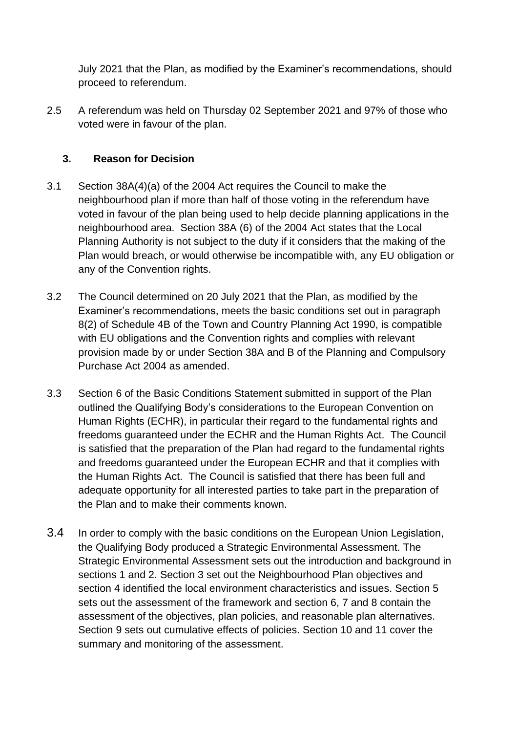July 2021 that the Plan, as modified by the Examiner's recommendations, should proceed to referendum.

2.5 A referendum was held on Thursday 02 September 2021 and 97% of those who voted were in favour of the plan.

## 3. Reason for Decision

3.1 Section 38A(4)(a) of the 2004 Act requires the Council to make the neighbourhood plan if more than half of those voting in the referendum have voted in favour of the plan being used to help decide planning applications in the neighbourhood area. Section 38A (6) of the 2004 Act states that the Local Planning Authority is not subject to the duty if it considers that the making of the Plan would breach, or would otherwise be incompatible with, any EU obligation or any of the Convention rights.

3.2 The Council determined on 20 July 2021 that the Plan, as modified by the Examiner's recommendations, meets the basic conditions set out in paragraph 8(2) of Schedule 4B of the Town and Country Planning Act 1990, is compatible with EU obligations and the Convention rights and complies with relevant provision made by or under Section 38A and B of the Planning and Compulsory Purchase Act 2004 as amended.

3.3 Section 6 of the Basic Conditions Statement submitted in support of the Plan outlined the Qualifying Body's considerations to the European Convention on Human Rights (ECHR), in particular their regard to the fundamental rights and freedoms guaranteed under the ECHR and the Human Rights Act. The Council is satisfied that the preparation of the Plan had regard to the fundamental rights and freedoms guaranteed under the European ECHR and that it complies with the Human Rights Act. The Council is satisfied that there has been full and adequate opportunity for all interested parties to take part in the preparation of the Plan and to make their comments known.

3.4 In order to comply with the basic conditions on the European Union Legislation, the Qualifying Body produced a Strategic Environmental Assessment. The Strategic Environmental Assessment sets out the introduction and background in sections 1 and 2. Section 3 set out the Neighbourhood Plan objectives and section 4 identified the local environment characteristics and issues. Section 5 sets out the assessment of the framework and section 6, 7 and 8 contain the assessment of the objectives, plan policies, and reasonable plan alternatives. Section 9 sets out cumulative effects of policies. Section 10 and 11 cover the summary and monitoring of the assessment.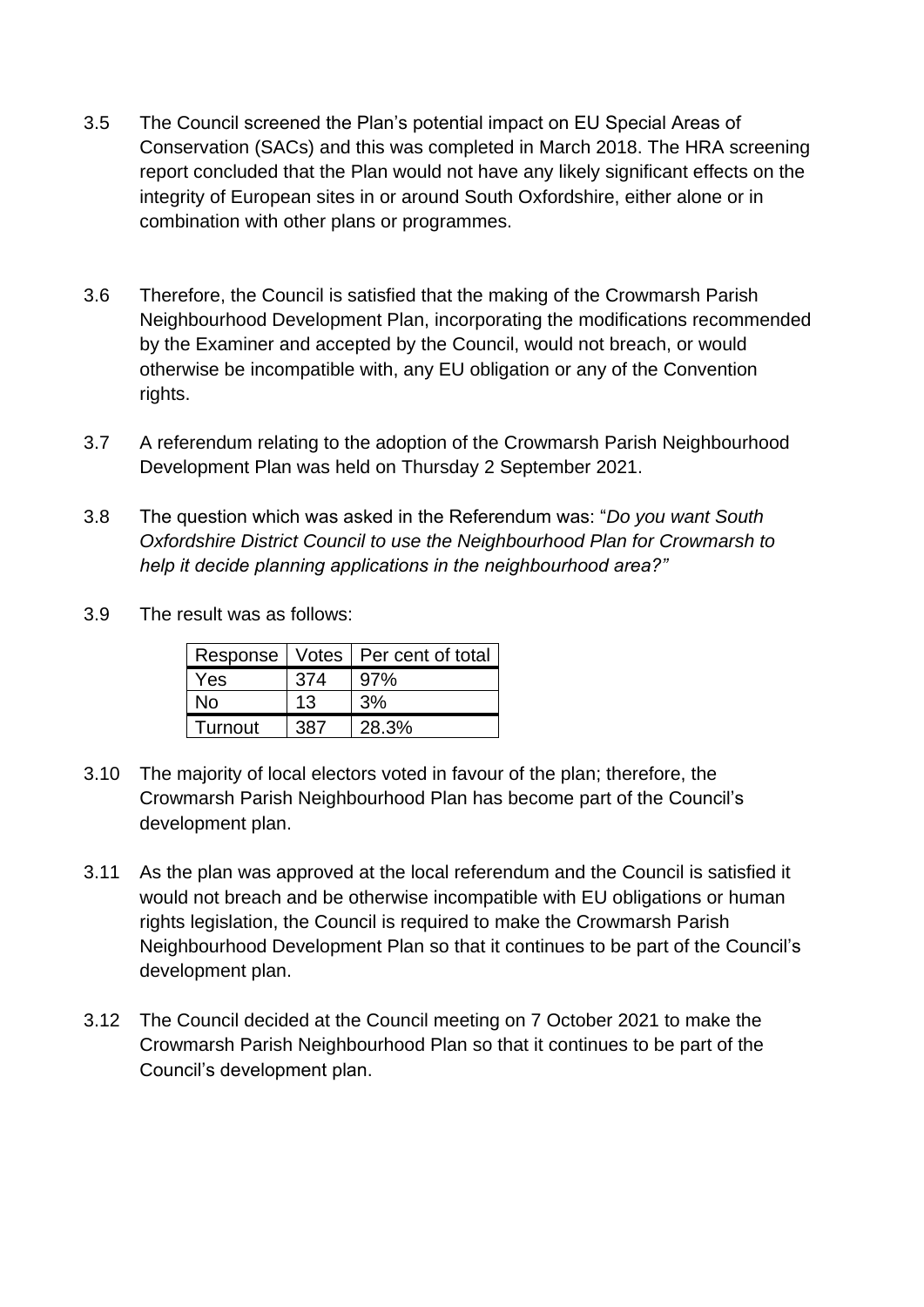3.5 The Council screened the Plan's potential impact on EU Special Areas of Conservation (SACs) and this was completed in March 2018. The HRA screening report concluded that the Plan would not have any likely significant effects on the integrity of European sites in or around South Oxfordshire, either alone or in combination with other plans or programmes.

3.6 Therefore, the Council is satisfied that the making of the Crowmarsh Parish Neighbourhood Development Plan, incorporating the modifications recommended by the Examiner and accepted by the Council, would not breach, or would otherwise be incompatible with, any EU obligation or any of the Convention rights.

3.7 A referendum relating to the adoption of the Crowmarsh Parish Neighbourhood Development Plan was held on Thursday 2 September 2021.

3.8 The question which was asked in the Referendum was: "*Do you want South Oxfordshire District Council to use the Neighbourhood Plan for Crowmarsh to help it decide planning applications in the neighbourhood area?"*

3.9 The result was as follows:

| Response | Votes | Per cent of total |
|---|---|---|
| Yes | 374 | 97% |
| No | 13 | 3% |
| Turnout | 387 | 28.3% |

3.10 The majority of local electors voted in favour of the plan; therefore, the Crowmarsh Parish Neighbourhood Plan has become part of the Council's development plan.

3.11 As the plan was approved at the local referendum and the Council is satisfied it would not breach and be otherwise incompatible with EU obligations or human rights legislation, the Council is required to make the Crowmarsh Parish Neighbourhood Development Plan so that it continues to be part of the Council's development plan.

3.12 The Council decided at the Council meeting on 7 October 2021 to make the Crowmarsh Parish Neighbourhood Plan so that it continues to be part of the Council's development plan.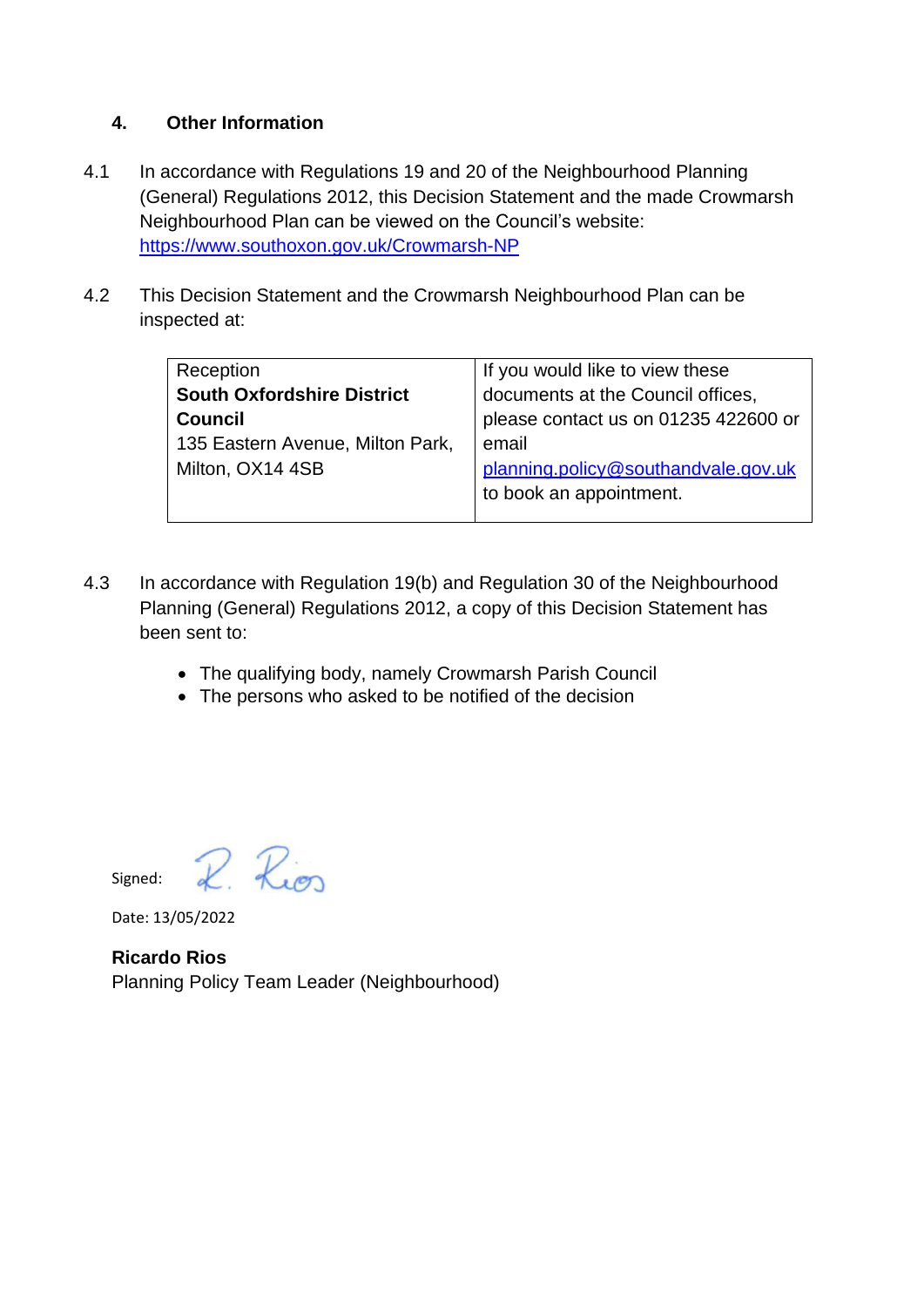## 4. Other Information

4.1 In accordance with Regulations 19 and 20 of the Neighbourhood Planning (General) Regulations 2012, this Decision Statement and the made Crowmarsh Neighbourhood Plan can be viewed on the Council's website: https://www.southoxon.gov.uk/Crowmarsh-NP

4.2 This Decision Statement and the Crowmarsh Neighbourhood Plan can be inspected at:

| | |
|---|---|
| Reception<br>**South Oxfordshire District Council**<br>135 Eastern Avenue, Milton Park, Milton, OX14 4SB | If you would like to view these documents at the Council offices, please contact us on 01235 422600 or email planning.policy@southandvale.gov.uk to book an appointment. |

4.3 In accordance with Regulation 19(b) and Regulation 30 of the Neighbourhood Planning (General) Regulations 2012, a copy of this Decision Statement has been sent to:

- The qualifying body, namely Crowmarsh Parish Council
- The persons who asked to be notified of the decision

Signed: R. Rios

Date: 13/05/2022

**Ricardo Rios**
Planning Policy Team Leader (Neighbourhood)